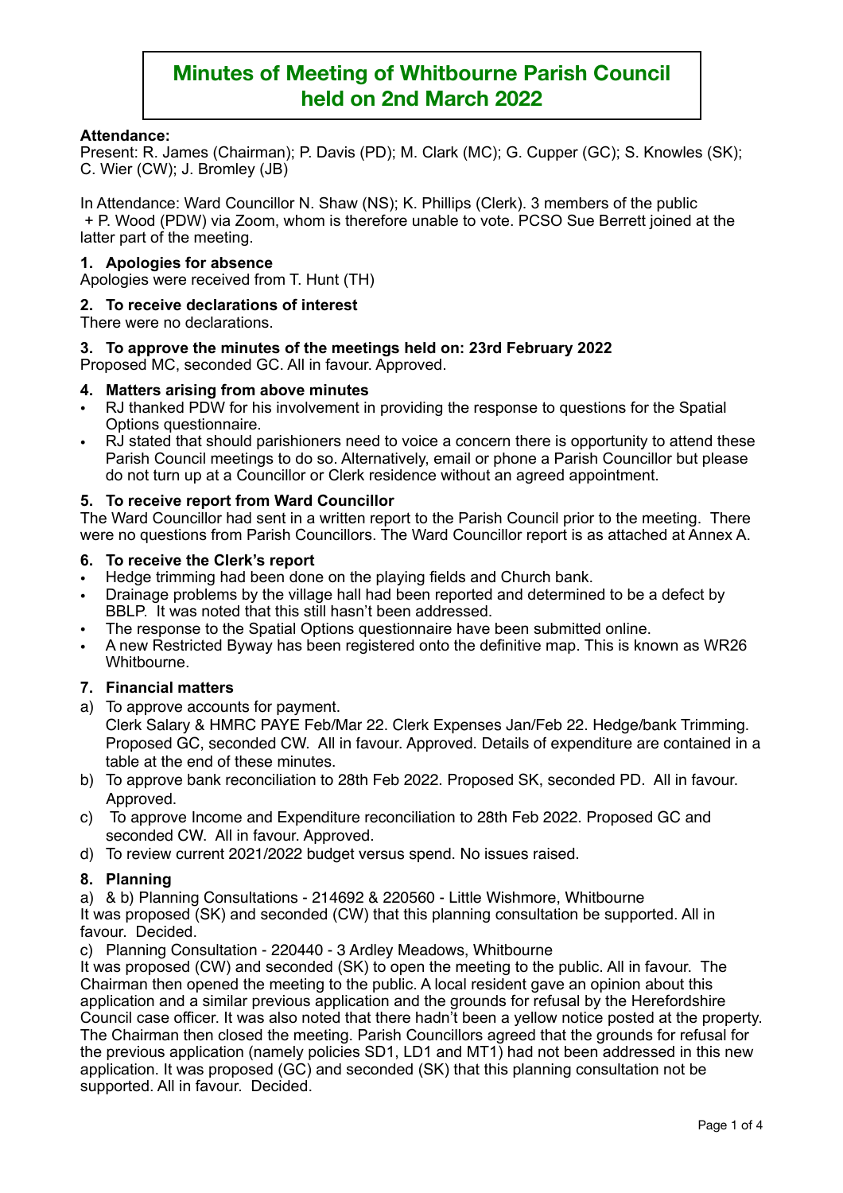# Minutes of Meeting of Whitbourne Parish Council held on 2nd March 2022

**Attendance:**
Present: R. James (Chairman); P. Davis (PD); M. Clark (MC); G. Cupper (GC); S. Knowles (SK); C. Wier (CW); J. Bromley (JB)

In Attendance: Ward Councillor N. Shaw (NS); K. Phillips (Clerk). 3 members of the public + P. Wood (PDW) via Zoom, whom is therefore unable to vote. PCSO Sue Berrett joined at the latter part of the meeting.

### 1. Apologies for absence

Apologies were received from T. Hunt (TH)

### 2. To receive declarations of interest

There were no declarations.

### 3. To approve the minutes of the meetings held on: 23rd February 2022

Proposed MC, seconded GC. All in favour. Approved.

### 4. Matters arising from above minutes

- RJ thanked PDW for his involvement in providing the response to questions for the Spatial Options questionnaire.
- RJ stated that should parishioners need to voice a concern there is opportunity to attend these Parish Council meetings to do so. Alternatively, email or phone a Parish Councillor but please do not turn up at a Councillor or Clerk residence without an agreed appointment.

### 5. To receive report from Ward Councillor

The Ward Councillor had sent in a written report to the Parish Council prior to the meeting. There were no questions from Parish Councillors. The Ward Councillor report is as attached at Annex A.

### 6. To receive the Clerk's report

- Hedge trimming had been done on the playing fields and Church bank.
- Drainage problems by the village hall had been reported and determined to be a defect by BBLP. It was noted that this still hasn't been addressed.
- The response to the Spatial Options questionnaire have been submitted online.
- A new Restricted Byway has been registered onto the definitive map. This is known as WR26 Whitbourne.

### 7. Financial matters

a) To approve accounts for payment.
Clerk Salary & HMRC PAYE Feb/Mar 22. Clerk Expenses Jan/Feb 22. Hedge/bank Trimming. Proposed GC, seconded CW. All in favour. Approved. Details of expenditure are contained in a table at the end of these minutes.

b) To approve bank reconciliation to 28th Feb 2022. Proposed SK, seconded PD. All in favour. Approved.

c) To approve Income and Expenditure reconciliation to 28th Feb 2022. Proposed GC and seconded CW. All in favour. Approved.

d) To review current 2021/2022 budget versus spend. No issues raised.

### 8. Planning

a) & b) Planning Consultations - 214692 & 220560 - Little Wishmore, Whitbourne
It was proposed (SK) and seconded (CW) that this planning consultation be supported. All in favour. Decided.

c) Planning Consultation - 220440 - 3 Ardley Meadows, Whitbourne
It was proposed (CW) and seconded (SK) to open the meeting to the public. All in favour. The Chairman then opened the meeting to the public. A local resident gave an opinion about this application and a similar previous application and the grounds for refusal by the Herefordshire Council case officer. It was also noted that there hadn't been a yellow notice posted at the property. The Chairman then closed the meeting. Parish Councillors agreed that the grounds for refusal for the previous application (namely policies SD1, LD1 and MT1) had not been addressed in this new application. It was proposed (GC) and seconded (SK) that this planning consultation not be supported. All in favour. Decided.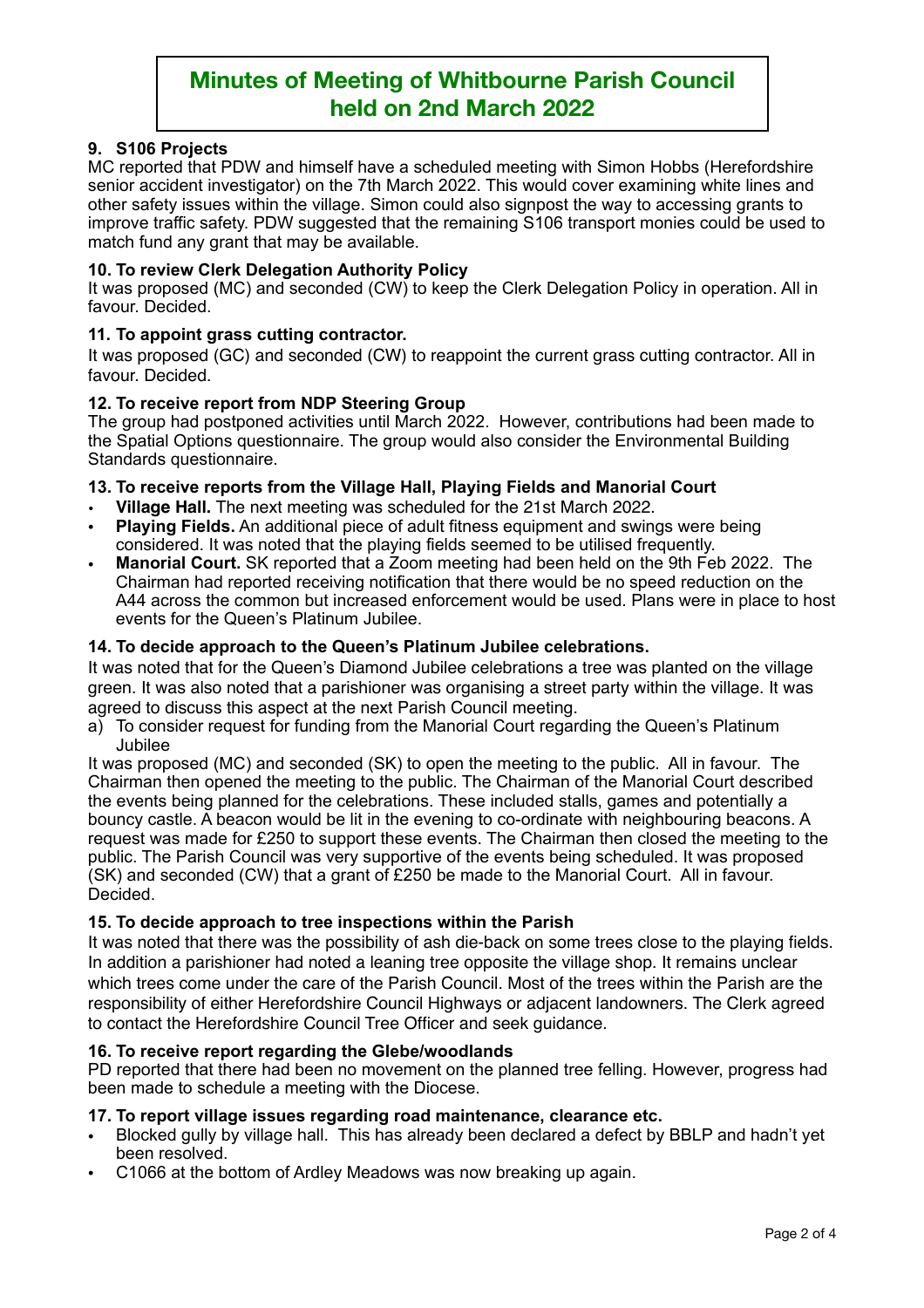# Minutes of Meeting of Whitbourne Parish Council held on 2nd March 2022

**9. S106 Projects**

MC reported that PDW and himself have a scheduled meeting with Simon Hobbs (Herefordshire senior accident investigator) on the 7th March 2022. This would cover examining white lines and other safety issues within the village. Simon could also signpost the way to accessing grants to improve traffic safety. PDW suggested that the remaining S106 transport monies could be used to match fund any grant that may be available.

**10. To review Clerk Delegation Authority Policy**

It was proposed (MC) and seconded (CW) to keep the Clerk Delegation Policy in operation. All in favour. Decided.

**11. To appoint grass cutting contractor.**

It was proposed (GC) and seconded (CW) to reappoint the current grass cutting contractor. All in favour. Decided.

**12. To receive report from NDP Steering Group**

The group had postponed activities until March 2022. However, contributions had been made to the Spatial Options questionnaire. The group would also consider the Environmental Building Standards questionnaire.

**13. To receive reports from the Village Hall, Playing Fields and Manorial Court**

- **Village Hall.** The next meeting was scheduled for the 21st March 2022.
- **Playing Fields.** An additional piece of adult fitness equipment and swings were being considered. It was noted that the playing fields seemed to be utilised frequently.
- **Manorial Court.** SK reported that a Zoom meeting had been held on the 9th Feb 2022. The Chairman had reported receiving notification that there would be no speed reduction on the A44 across the common but increased enforcement would be used. Plans were in place to host events for the Queen's Platinum Jubilee.

**14. To decide approach to the Queen's Platinum Jubilee celebrations.**

It was noted that for the Queen's Diamond Jubilee celebrations a tree was planted on the village green. It was also noted that a parishioner was organising a street party within the village. It was agreed to discuss this aspect at the next Parish Council meeting.

a) To consider request for funding from the Manorial Court regarding the Queen's Platinum Jubilee

It was proposed (MC) and seconded (SK) to open the meeting to the public. All in favour. The Chairman then opened the meeting to the public. The Chairman of the Manorial Court described the events being planned for the celebrations. These included stalls, games and potentially a bouncy castle. A beacon would be lit in the evening to co-ordinate with neighbouring beacons. A request was made for £250 to support these events. The Chairman then closed the meeting to the public. The Parish Council was very supportive of the events being scheduled. It was proposed (SK) and seconded (CW) that a grant of £250 be made to the Manorial Court. All in favour. Decided.

**15. To decide approach to tree inspections within the Parish**

It was noted that there was the possibility of ash die-back on some trees close to the playing fields. In addition a parishioner had noted a leaning tree opposite the village shop. It remains unclear which trees come under the care of the Parish Council. Most of the trees within the Parish are the responsibility of either Herefordshire Council Highways or adjacent landowners. The Clerk agreed to contact the Herefordshire Council Tree Officer and seek guidance.

**16. To receive report regarding the Glebe/woodlands**

PD reported that there had been no movement on the planned tree felling. However, progress had been made to schedule a meeting with the Diocese.

**17. To report village issues regarding road maintenance, clearance etc.**

- Blocked gully by village hall. This has already been declared a defect by BBLP and hadn't yet been resolved.
- C1066 at the bottom of Ardley Meadows was now breaking up again.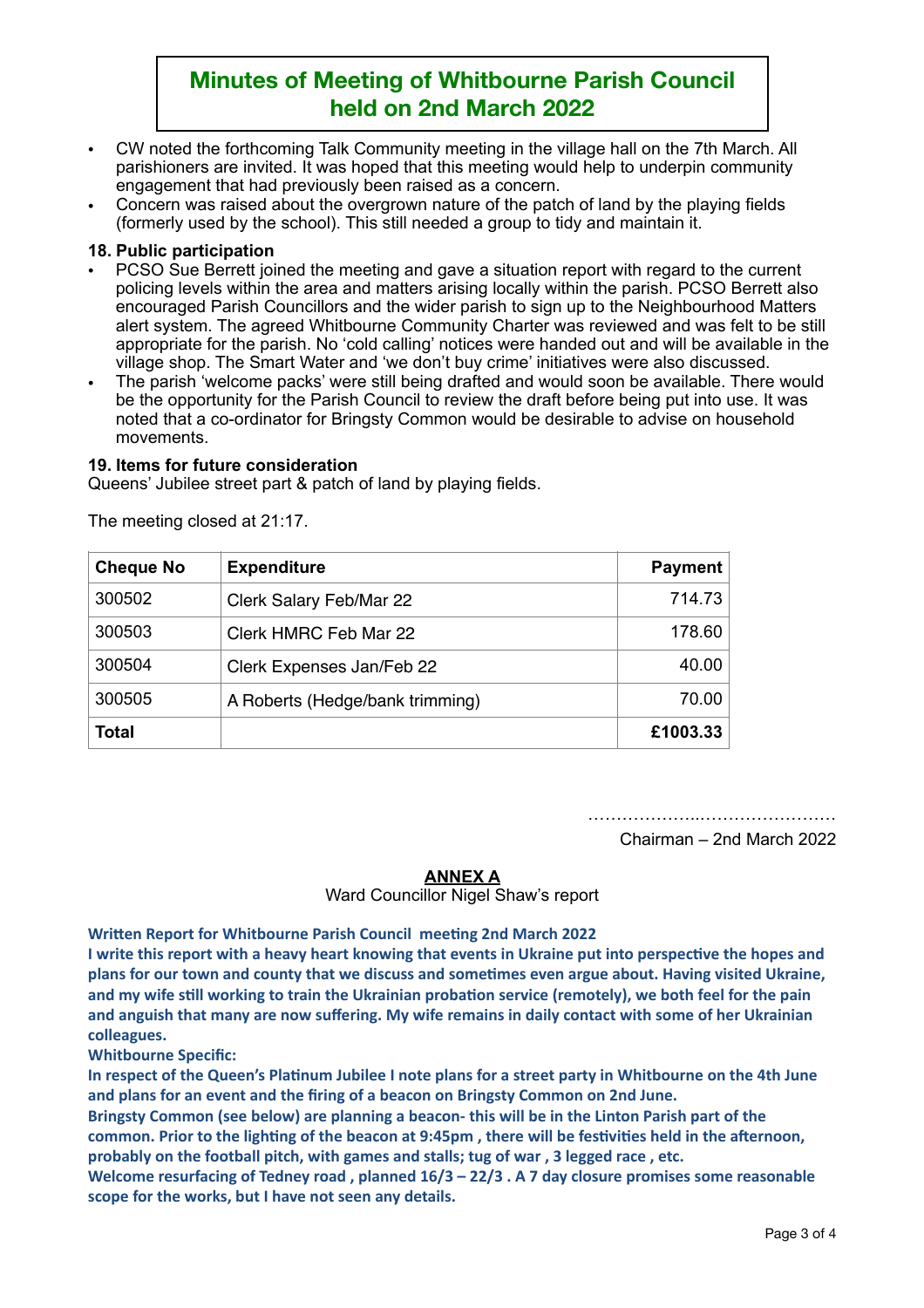# Minutes of Meeting of Whitbourne Parish Council held on 2nd March 2022

- CW noted the forthcoming Talk Community meeting in the village hall on the 7th March. All parishioners are invited. It was hoped that this meeting would help to underpin community engagement that had previously been raised as a concern.
- Concern was raised about the overgrown nature of the patch of land by the playing fields (formerly used by the school). This still needed a group to tidy and maintain it.

**18. Public participation**

- PCSO Sue Berrett joined the meeting and gave a situation report with regard to the current policing levels within the area and matters arising locally within the parish. PCSO Berrett also encouraged Parish Councillors and the wider parish to sign up to the Neighbourhood Matters alert system. The agreed Whitbourne Community Charter was reviewed and was felt to be still appropriate for the parish. No 'cold calling' notices were handed out and will be available in the village shop. The Smart Water and 'we don't buy crime' initiatives were also discussed.
- The parish 'welcome packs' were still being drafted and would soon be available. There would be the opportunity for the Parish Council to review the draft before being put into use. It was noted that a co-ordinator for Bringsty Common would be desirable to advise on household movements.

**19. Items for future consideration**

Queens' Jubilee street part & patch of land by playing fields.

The meeting closed at 21:17.

| Cheque No | Expenditure | Payment |
|---|---|---|
| 300502 | Clerk Salary Feb/Mar 22 | 714.73 |
| 300503 | Clerk HMRC Feb Mar 22 | 178.60 |
| 300504 | Clerk Expenses Jan/Feb 22 | 40.00 |
| 300505 | A Roberts (Hedge/bank trimming) | 70.00 |
| **Total** | | **£1003.33** |

………………..……………………

Chairman – 2nd March 2022

## ANNEX A

Ward Councillor Nigel Shaw's report

**Written Report for Whitbourne Parish Council meeting 2nd March 2022**

**I write this report with a heavy heart knowing that events in Ukraine put into perspective the hopes and plans for our town and county that we discuss and sometimes even argue about. Having visited Ukraine, and my wife still working to train the Ukrainian probation service (remotely), we both feel for the pain and anguish that many are now suffering. My wife remains in daily contact with some of her Ukrainian colleagues.**

**Whitbourne Specific:**

**In respect of the Queen's Platinum Jubilee I note plans for a street party in Whitbourne on the 4th June and plans for an event and the firing of a beacon on Bringsty Common on 2nd June.**

**Bringsty Common (see below) are planning a beacon- this will be in the Linton Parish part of the common. Prior to the lighting of the beacon at 9:45pm , there will be festivities held in the afternoon, probably on the football pitch, with games and stalls; tug of war , 3 legged race , etc.**

**Welcome resurfacing of Tedney road , planned 16/3 – 22/3 . A 7 day closure promises some reasonable scope for the works, but I have not seen any details.**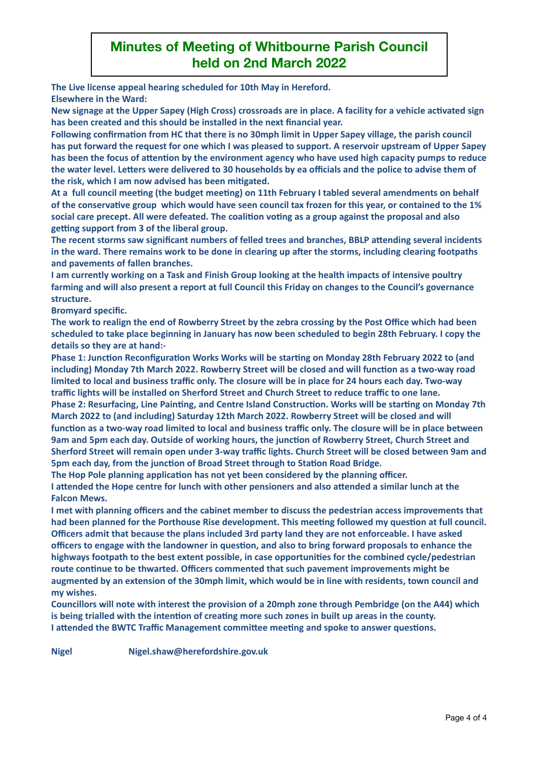# Minutes of Meeting of Whitbourne Parish Council held on 2nd March 2022

**The Live license appeal hearing scheduled for 10th May in Hereford.**

**Elsewhere in the Ward:**

**New signage at the Upper Sapey (High Cross) crossroads are in place. A facility for a vehicle activated sign has been created and this should be installed in the next financial year.**

**Following confirmation from HC that there is no 30mph limit in Upper Sapey village, the parish council has put forward the request for one which I was pleased to support. A reservoir upstream of Upper Sapey has been the focus of attention by the environment agency who have used high capacity pumps to reduce the water level. Letters were delivered to 30 households by ea officials and the police to advise them of the risk, which I am now advised has been mitigated.**

**At a full council meeting (the budget meeting) on 11th February I tabled several amendments on behalf of the conservative group which would have seen council tax frozen for this year, or contained to the 1% social care precept. All were defeated. The coalition voting as a group against the proposal and also getting support from 3 of the liberal group.**

**The recent storms saw significant numbers of felled trees and branches, BBLP attending several incidents in the ward. There remains work to be done in clearing up after the storms, including clearing footpaths and pavements of fallen branches.**

**I am currently working on a Task and Finish Group looking at the health impacts of intensive poultry farming and will also present a report at full Council this Friday on changes to the Council's governance structure.**

**Bromyard specific.**

**The work to realign the end of Rowberry Street by the zebra crossing by the Post Office which had been scheduled to take place beginning in January has now been scheduled to begin 28th February. I copy the details so they are at hand:-**

**Phase 1: Junction Reconfiguration Works Works will be starting on Monday 28th February 2022 to (and including) Monday 7th March 2022. Rowberry Street will be closed and will function as a two-way road limited to local and business traffic only. The closure will be in place for 24 hours each day. Two-way traffic lights will be installed on Sherford Street and Church Street to reduce traffic to one lane.**

**Phase 2: Resurfacing, Line Painting, and Centre Island Construction. Works will be starting on Monday 7th March 2022 to (and including) Saturday 12th March 2022. Rowberry Street will be closed and will function as a two-way road limited to local and business traffic only. The closure will be in place between 9am and 5pm each day. Outside of working hours, the junction of Rowberry Street, Church Street and Sherford Street will remain open under 3-way traffic lights. Church Street will be closed between 9am and 5pm each day, from the junction of Broad Street through to Station Road Bridge.**

**The Hop Pole planning application has not yet been considered by the planning officer.**

**I attended the Hope centre for lunch with other pensioners and also attended a similar lunch at the Falcon Mews.**

**I met with planning officers and the cabinet member to discuss the pedestrian access improvements that had been planned for the Porthouse Rise development. This meeting followed my question at full council. Officers admit that because the plans included 3rd party land they are not enforceable. I have asked officers to engage with the landowner in question, and also to bring forward proposals to enhance the highways footpath to the best extent possible, in case opportunities for the combined cycle/pedestrian route continue to be thwarted. Officers commented that such pavement improvements might be augmented by an extension of the 30mph limit, which would be in line with residents, town council and my wishes.**

**Councillors will note with interest the provision of a 20mph zone through Pembridge (on the A44) which is being trialled with the intention of creating more such zones in built up areas in the county.**

**I attended the BWTC Traffic Management committee meeting and spoke to answer questions.**

**Nigel** **Nigel.shaw@herefordshire.gov.uk**